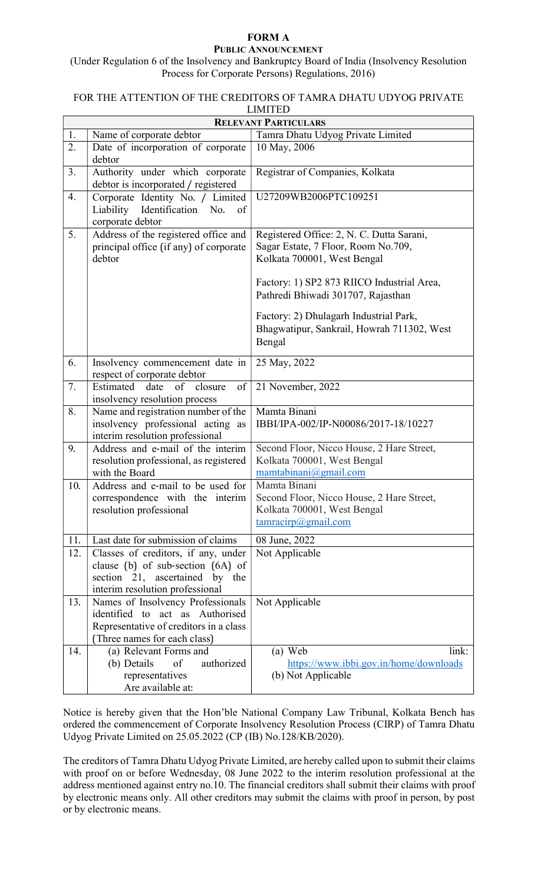# FORM A

## PUBLIC ANNOUNCEMENT

(Under Regulation 6 of the Insolvency and Bankruptcy Board of India (Insolvency Resolution Process for Corporate Persons) Regulations, 2016)

FOR THE ATTENTION OF THE CREDITORS OF TAMRA DHATU UDYOG PRIVATE LIMITED

| **RELEVANT PARTICULARS** | | |
|---|---|---|
| 1. | Name of corporate debtor | Tamra Dhatu Udyog Private Limited |
| 2. | Date of incorporation of corporate debtor | 10 May, 2006 |
| 3. | Authority under which corporate debtor is incorporated / registered | Registrar of Companies, Kolkata |
| 4. | Corporate Identity No. / Limited Liability Identification No. of corporate debtor | U27209WB2006PTC109251 |
| 5. | Address of the registered office and principal office (if any) of corporate debtor | Registered Office: 2, N. C. Dutta Sarani, Sagar Estate, 7 Floor, Room No.709, Kolkata 700001, West Bengal<br><br>Factory: 1) SP2 873 RIICO Industrial Area, Pathredi Bhiwadi 301707, Rajasthan<br><br>Factory: 2) Dhulagarh Industrial Park, Bhagwatipur, Sankrail, Howrah 711302, West Bengal |
| 6. | Insolvency commencement date in respect of corporate debtor | 25 May, 2022 |
| 7. | Estimated date of closure of insolvency resolution process | 21 November, 2022 |
| 8. | Name and registration number of the insolvency professional acting as interim resolution professional | Mamta Binani<br>IBBI/IPA-002/IP-N00086/2017-18/10227 |
| 9. | Address and e-mail of the interim resolution professional, as registered with the Board | Second Floor, Nicco House, 2 Hare Street, Kolkata 700001, West Bengal<br>mamtabinani@gmail.com |
| 10. | Address and e-mail to be used for correspondence with the interim resolution professional | Mamta Binani<br>Second Floor, Nicco House, 2 Hare Street, Kolkata 700001, West Bengal<br>tamracirp@gmail.com |
| 11. | Last date for submission of claims | 08 June, 2022 |
| 12. | Classes of creditors, if any, under clause (b) of sub-section (6A) of section 21, ascertained by the interim resolution professional | Not Applicable |
| 13. | Names of Insolvency Professionals identified to act as Authorised Representative of creditors in a class (Three names for each class) | Not Applicable |
| 14. | (a) Relevant Forms and<br>(b) Details of authorized representatives<br>Are available at: | (a) Web link: https://www.ibbi.gov.in/home/downloads<br>(b) Not Applicable |

Notice is hereby given that the Hon'ble National Company Law Tribunal, Kolkata Bench has ordered the commencement of Corporate Insolvency Resolution Process (CIRP) of Tamra Dhatu Udyog Private Limited on 25.05.2022 (CP (IB) No.128/KB/2020).

The creditors of Tamra Dhatu Udyog Private Limited, are hereby called upon to submit their claims with proof on or before Wednesday, 08 June 2022 to the interim resolution professional at the address mentioned against entry no.10. The financial creditors shall submit their claims with proof by electronic means only. All other creditors may submit the claims with proof in person, by post or by electronic means.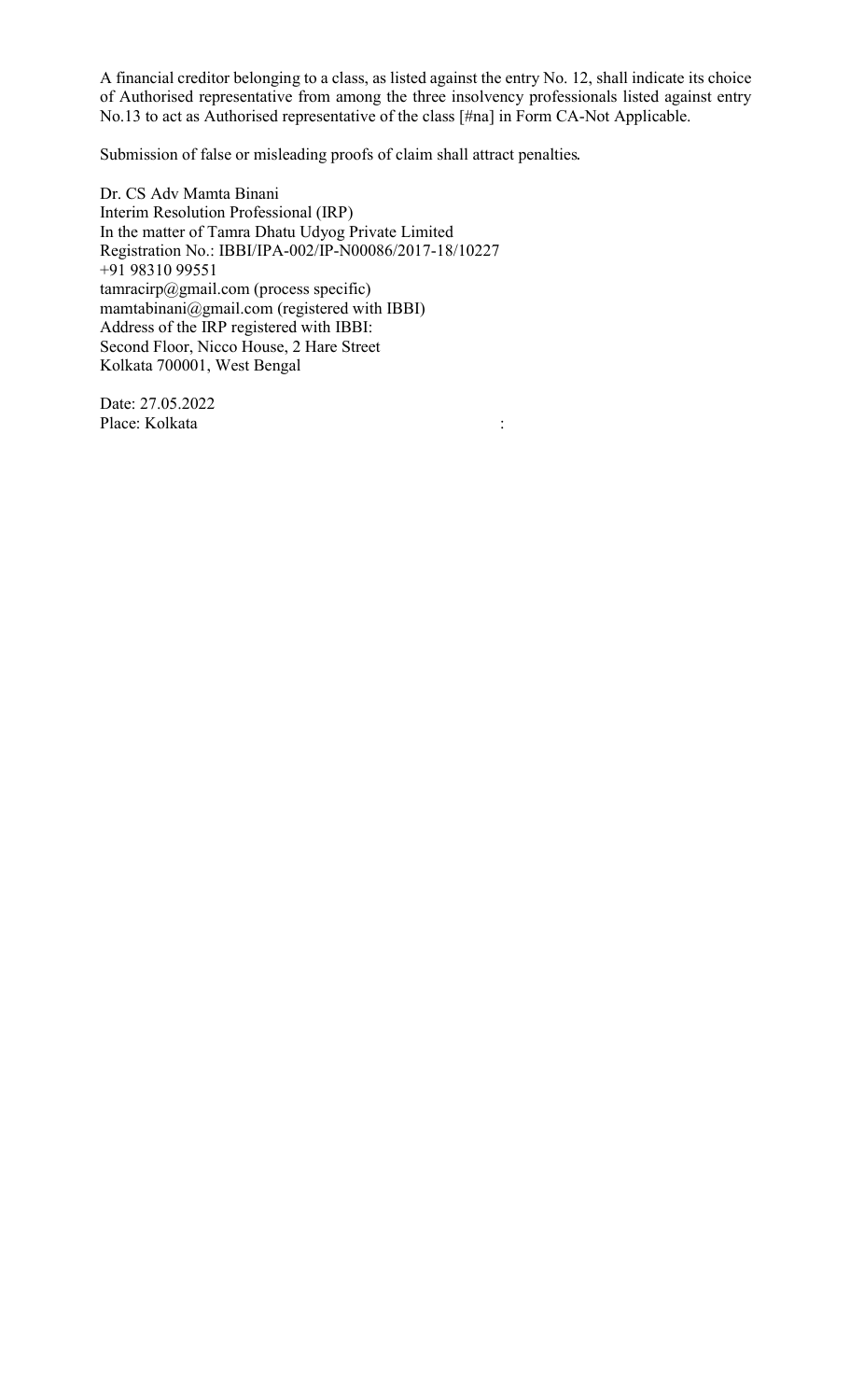A financial creditor belonging to a class, as listed against the entry No. 12, shall indicate its choice of Authorised representative from among the three insolvency professionals listed against entry No.13 to act as Authorised representative of the class [#na] in Form CA-Not Applicable.

Submission of false or misleading proofs of claim shall attract penalties.

Dr. CS Adv Mamta Binani
Interim Resolution Professional (IRP)
In the matter of Tamra Dhatu Udyog Private Limited
Registration No.: IBBI/IPA-002/IP-N00086/2017-18/10227
+91 98310 99551
tamracirp@gmail.com (process specific)
mamtabinani@gmail.com (registered with IBBI)
Address of the IRP registered with IBBI:
Second Floor, Nicco House, 2 Hare Street
Kolkata 700001, West Bengal

Date: 27.05.2022
Place: Kolkata :